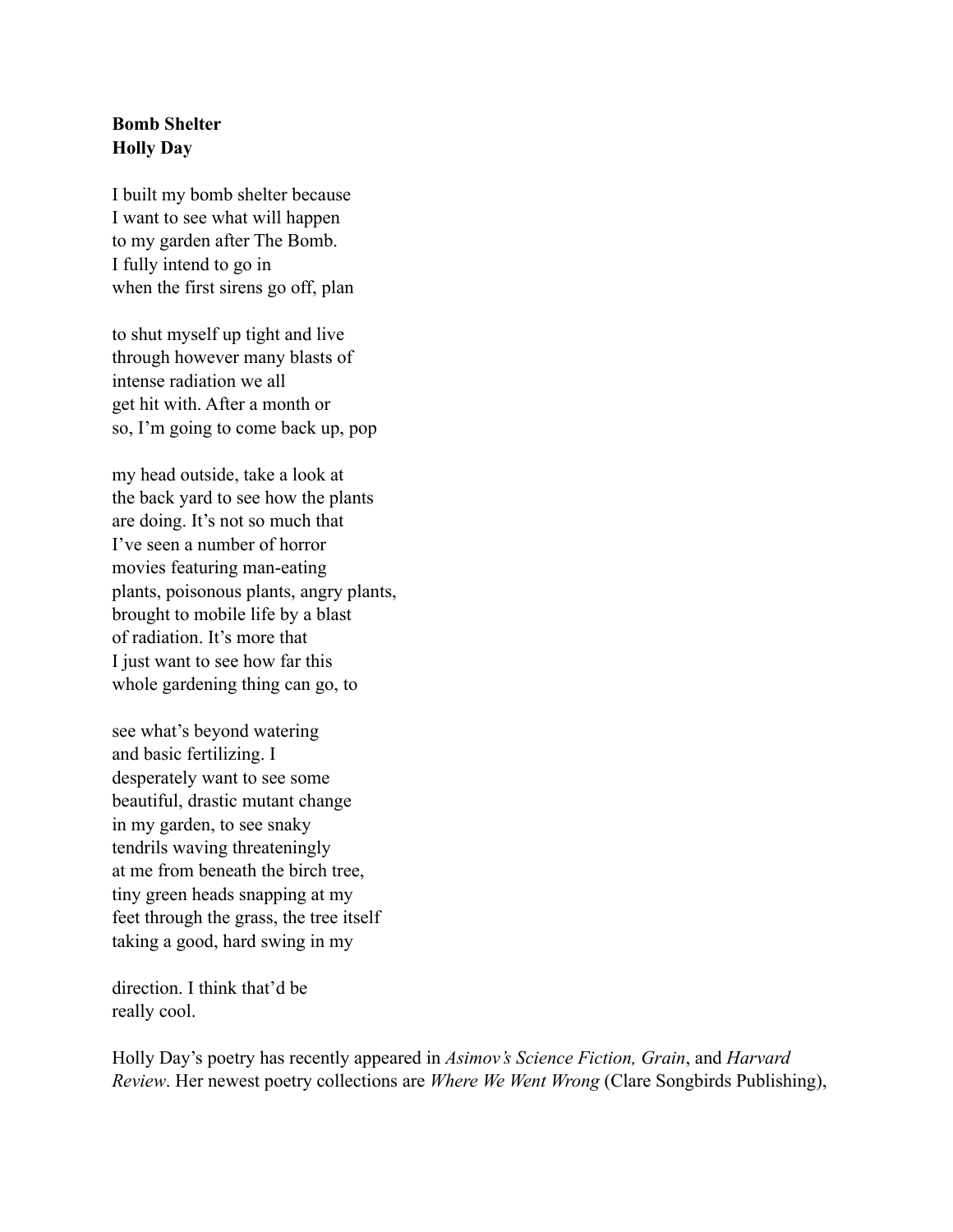**Bomb Shelter**
**Holly Day**

I built my bomb shelter because
I want to see what will happen
to my garden after The Bomb.
I fully intend to go in
when the first sirens go off, plan

to shut myself up tight and live
through however many blasts of
intense radiation we all
get hit with. After a month or
so, I'm going to come back up, pop

my head outside, take a look at
the back yard to see how the plants
are doing. It's not so much that
I've seen a number of horror
movies featuring man-eating
plants, poisonous plants, angry plants,
brought to mobile life by a blast
of radiation. It's more that
I just want to see how far this
whole gardening thing can go, to

see what's beyond watering
and basic fertilizing. I
desperately want to see some
beautiful, drastic mutant change
in my garden, to see snaky
tendrils waving threateningly
at me from beneath the birch tree,
tiny green heads snapping at my
feet through the grass, the tree itself
taking a good, hard swing in my

direction. I think that'd be
really cool.

Holly Day's poetry has recently appeared in *Asimov's Science Fiction, Grain*, and *Harvard Review*. Her newest poetry collections are *Where We Went Wrong* (Clare Songbirds Publishing),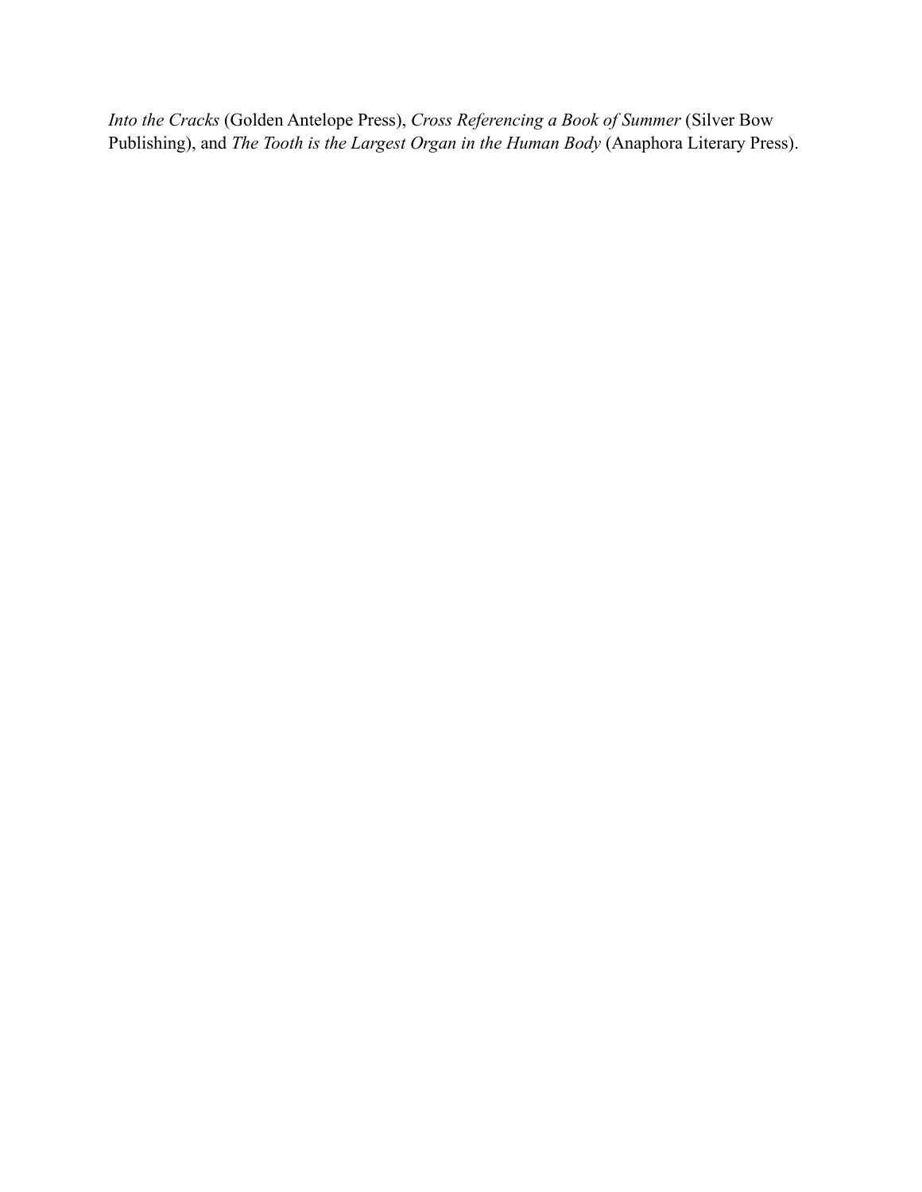*Into the Cracks* (Golden Antelope Press), *Cross Referencing a Book of Summer* (Silver Bow Publishing), and *The Tooth is the Largest Organ in the Human Body* (Anaphora Literary Press).